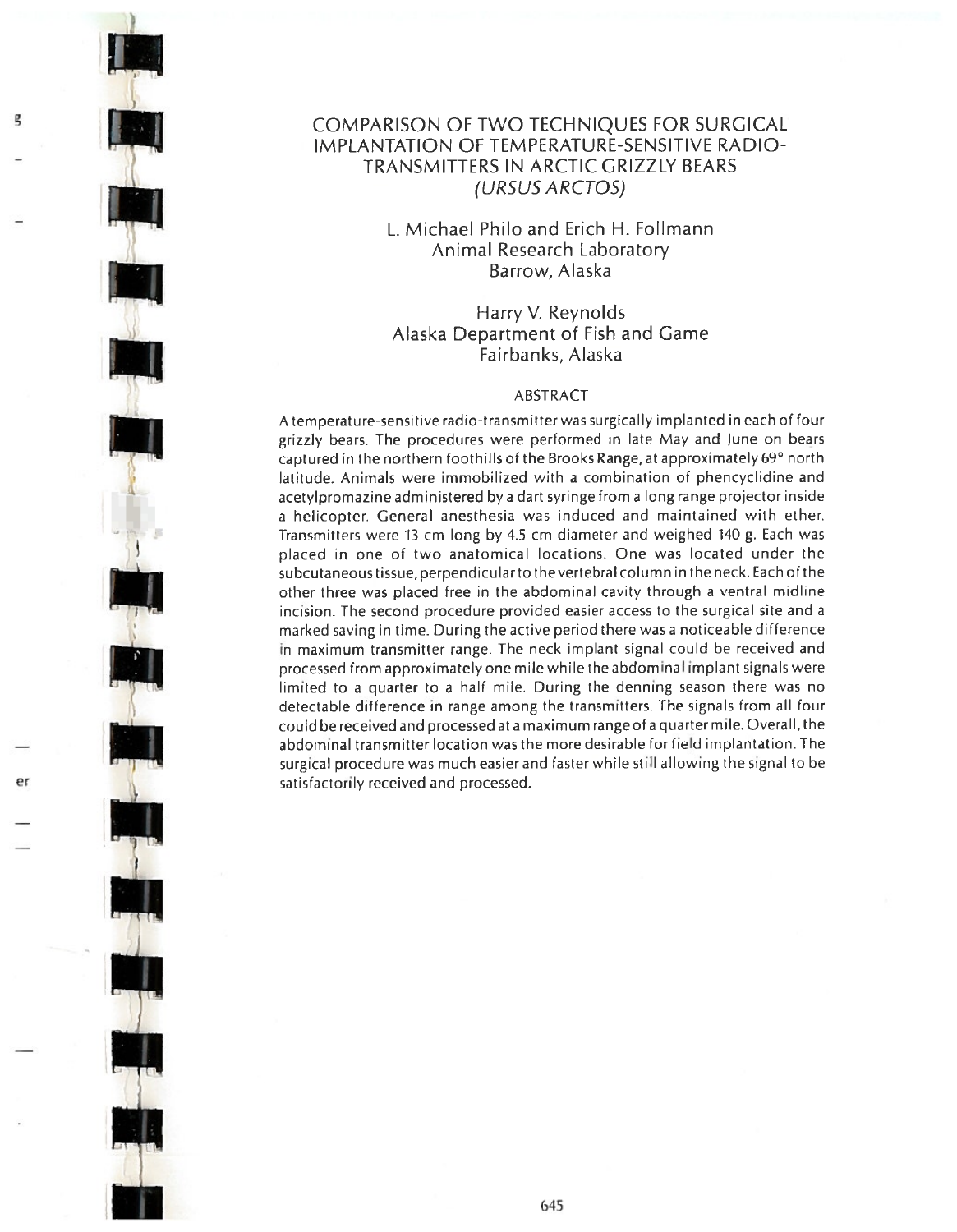# COMPARISON OF TWO TECHNIQUES FOR SURGICAL IMPLANTATION OF TEMPERATURE-SENSITIVE RADIO-TRANSMITTERS IN ARCTIC GRIZZLY BEARS (*URSUS ARCTOS*)

L. Michael Philo and Erich H. Follmann
Animal Research Laboratory
Barrow, Alaska

Harry V. Reynolds
Alaska Department of Fish and Game
Fairbanks, Alaska

## ABSTRACT

A temperature-sensitive radio-transmitter was surgically implanted in each of four grizzly bears. The procedures were performed in late May and June on bears captured in the northern foothills of the Brooks Range, at approximately 69° north latitude. Animals were immobilized with a combination of phencyclidine and acetylpromazine administered by a dart syringe from a long range projector inside a helicopter. General anesthesia was induced and maintained with ether. Transmitters were 13 cm long by 4.5 cm diameter and weighed 140 g. Each was placed in one of two anatomical locations. One was located under the subcutaneous tissue, perpendicular to the vertebral column in the neck. Each of the other three was placed free in the abdominal cavity through a ventral midline incision. The second procedure provided easier access to the surgical site and a marked saving in time. During the active period there was a noticeable difference in maximum transmitter range. The neck implant signal could be received and processed from approximately one mile while the abdominal implant signals were limited to a quarter to a half mile. During the denning season there was no detectable difference in range among the transmitters. The signals from all four could be received and processed at a maximum range of a quarter mile. Overall, the abdominal transmitter location was the more desirable for field implantation. The surgical procedure was much easier and faster while still allowing the signal to be satisfactorily received and processed.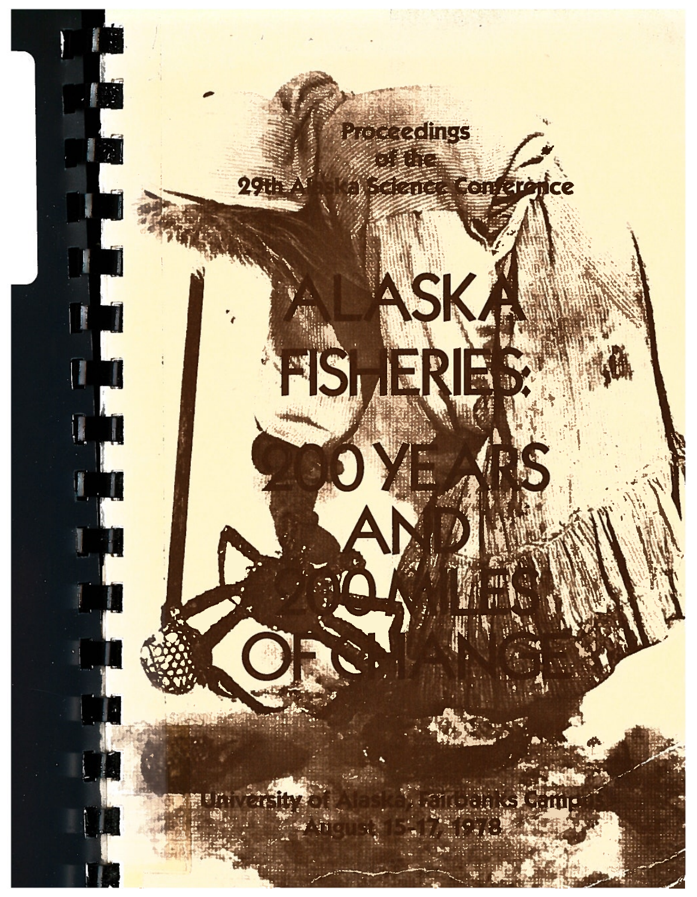Proceedings of the 29th Alaska Science Conference

# ALASKA FISHERIES: 200 YEARS AND 200 MILES OF CHANGE

University of Alaska, Fairbanks Campus
August 15-17, 1978